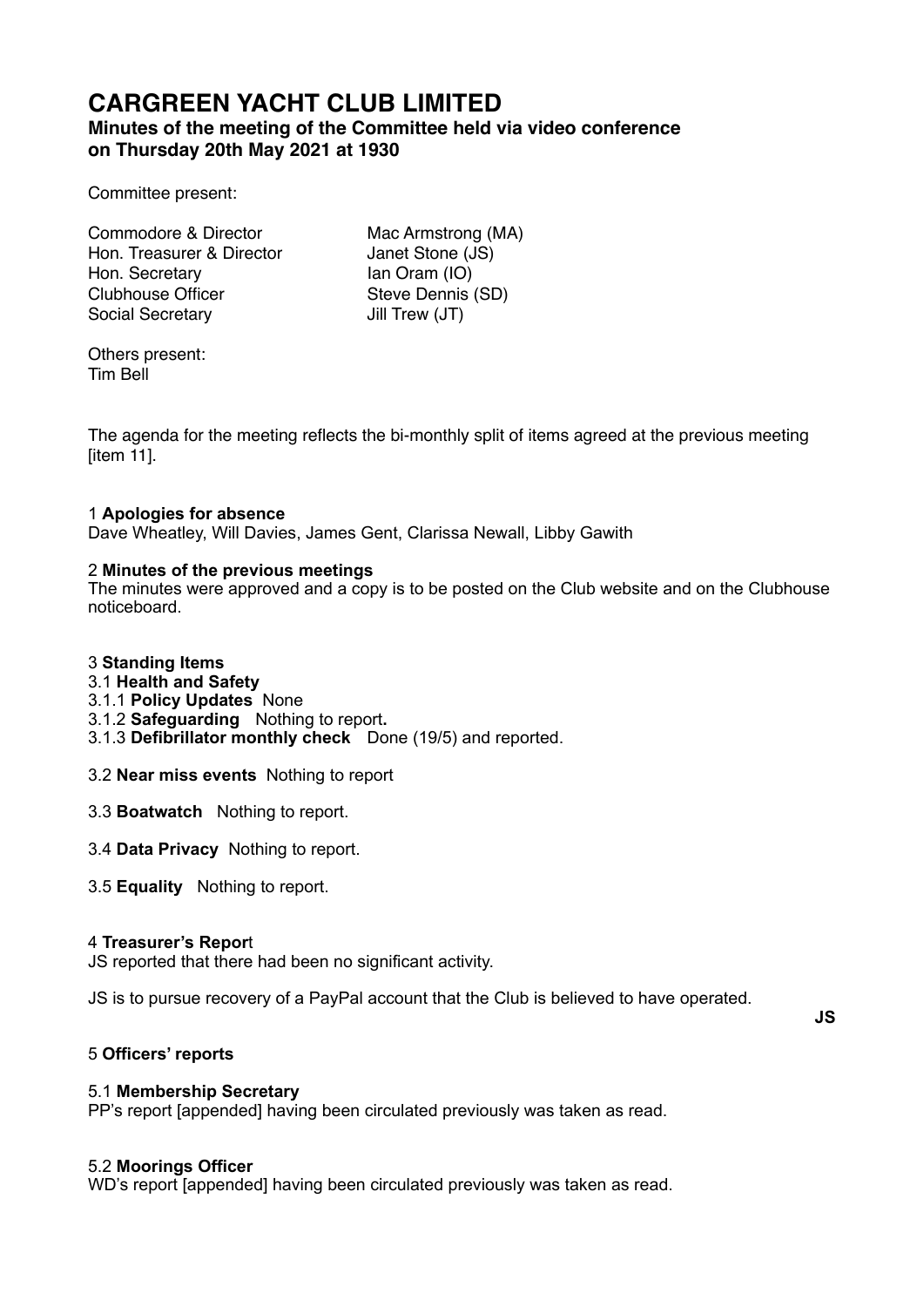# CARGREEN YACHT CLUB LIMITED

## Minutes of the meeting of the Committee held via video conference on Thursday 20th May 2021 at 1930

Committee present:

| | |
|---|---|
| Commodore & Director | Mac Armstrong (MA) |
| Hon. Treasurer & Director | Janet Stone (JS) |
| Hon. Secretary | Ian Oram (IO) |
| Clubhouse Officer | Steve Dennis (SD) |
| Social Secretary | Jill Trew (JT) |

Others present:
Tim Bell

The agenda for the meeting reflects the bi-monthly split of items agreed at the previous meeting [item 11].

1 **Apologies for absence**
Dave Wheatley, Will Davies, James Gent, Clarissa Newall, Libby Gawith

2 **Minutes of the previous meetings**
The minutes were approved and a copy is to be posted on the Club website and on the Clubhouse noticeboard.

3 **Standing Items**
3.1 **Health and Safety**
3.1.1 **Policy Updates** None
3.1.2 **Safeguarding** Nothing to report**.**
3.1.3 **Defibrillator monthly check** Done (19/5) and reported.

3.2 **Near miss events** Nothing to report

3.3 **Boatwatch** Nothing to report.

3.4 **Data Privacy** Nothing to report.

3.5 **Equality** Nothing to report.

4 **Treasurer's Repor**t
JS reported that there had been no significant activity.

JS is to pursue recovery of a PayPal account that the Club is believed to have operated.

**JS**

5 **Officers' reports**

5.1 **Membership Secretary**
PP's report [appended] having been circulated previously was taken as read.

5.2 **Moorings Officer**
WD's report [appended] having been circulated previously was taken as read.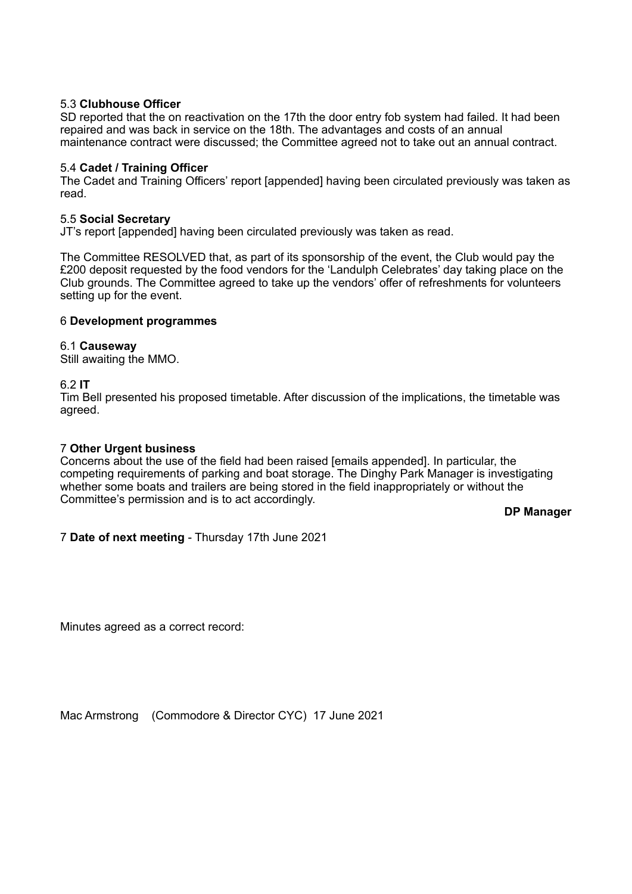### 5.3 **Clubhouse Officer**

SD reported that the on reactivation on the 17th the door entry fob system had failed. It had been repaired and was back in service on the 18th. The advantages and costs of an annual maintenance contract were discussed; the Committee agreed not to take out an annual contract.

### 5.4 **Cadet / Training Officer**

The Cadet and Training Officers' report [appended] having been circulated previously was taken as read.

### 5.5 **Social Secretary**

JT's report [appended] having been circulated previously was taken as read.

The Committee RESOLVED that, as part of its sponsorship of the event, the Club would pay the £200 deposit requested by the food vendors for the 'Landulph Celebrates' day taking place on the Club grounds. The Committee agreed to take up the vendors' offer of refreshments for volunteers setting up for the event.

## 6 **Development programmes**

### 6.1 **Causeway**

Still awaiting the MMO.

### 6.2 **IT**

Tim Bell presented his proposed timetable. After discussion of the implications, the timetable was agreed.

## 7 **Other Urgent business**

Concerns about the use of the field had been raised [emails appended]. In particular, the competing requirements of parking and boat storage. The Dinghy Park Manager is investigating whether some boats and trailers are being stored in the field inappropriately or without the Committee's permission and is to act accordingly.

**DP Manager**

## 7 **Date of next meeting** - Thursday 17th June 2021

Minutes agreed as a correct record:

Mac Armstrong (Commodore & Director CYC) 17 June 2021